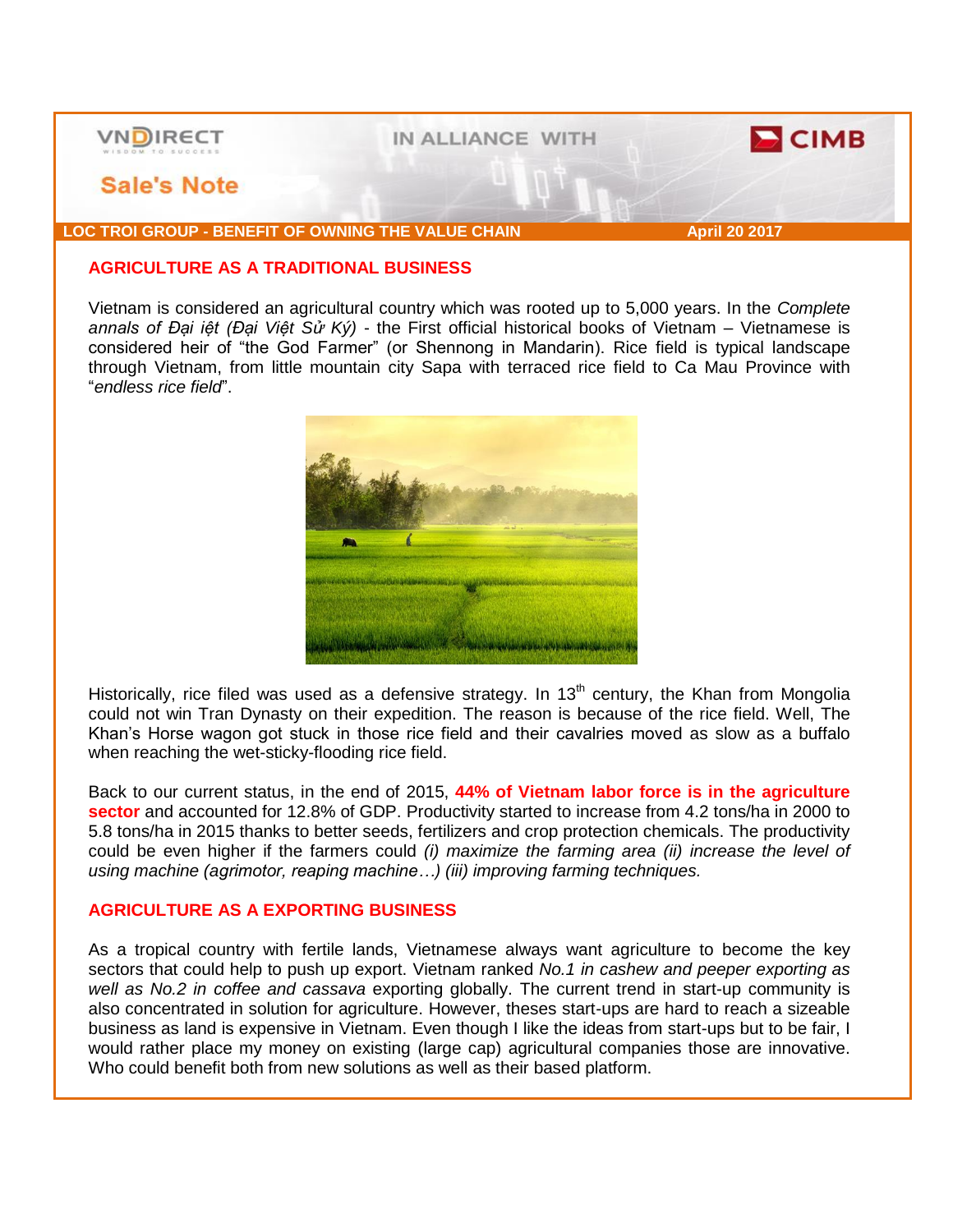**Sale's Note**

**LOC TROI GROUP - BENEFIT OF OWNING THE VALUE CHAIN** — **April 20 2017**

## AGRICULTURE AS A TRADITIONAL BUSINESS

Vietnam is considered an agricultural country which was rooted up to 5,000 years. In the *Complete annals of Đại iệt (Đại Việt Sử Ký)* - the First official historical books of Vietnam – Vietnamese is considered heir of "the God Farmer" (or Shennong in Mandarin). Rice field is typical landscape through Vietnam, from little mountain city Sapa with terraced rice field to Ca Mau Province with "*endless rice field*".

Historically, rice filed was used as a defensive strategy. In 13th century, the Khan from Mongolia could not win Tran Dynasty on their expedition. The reason is because of the rice field. Well, The Khan's Horse wagon got stuck in those rice field and their cavalries moved as slow as a buffalo when reaching the wet-sticky-flooding rice field.

Back to our current status, in the end of 2015, **44% of Vietnam labor force is in the agriculture sector** and accounted for 12.8% of GDP. Productivity started to increase from 4.2 tons/ha in 2000 to 5.8 tons/ha in 2015 thanks to better seeds, fertilizers and crop protection chemicals. The productivity could be even higher if the farmers could *(i) maximize the farming area (ii) increase the level of using machine (agrimotor, reaping machine…) (iii) improving farming techniques.*

## AGRICULTURE AS A EXPORTING BUSINESS

As a tropical country with fertile lands, Vietnamese always want agriculture to become the key sectors that could help to push up export. Vietnam ranked *No.1 in cashew and peeper exporting as well as No.2 in coffee and cassava* exporting globally. The current trend in start-up community is also concentrated in solution for agriculture. However, theses start-ups are hard to reach a sizeable business as land is expensive in Vietnam. Even though I like the ideas from start-ups but to be fair, I would rather place my money on existing (large cap) agricultural companies those are innovative. Who could benefit both from new solutions as well as their based platform.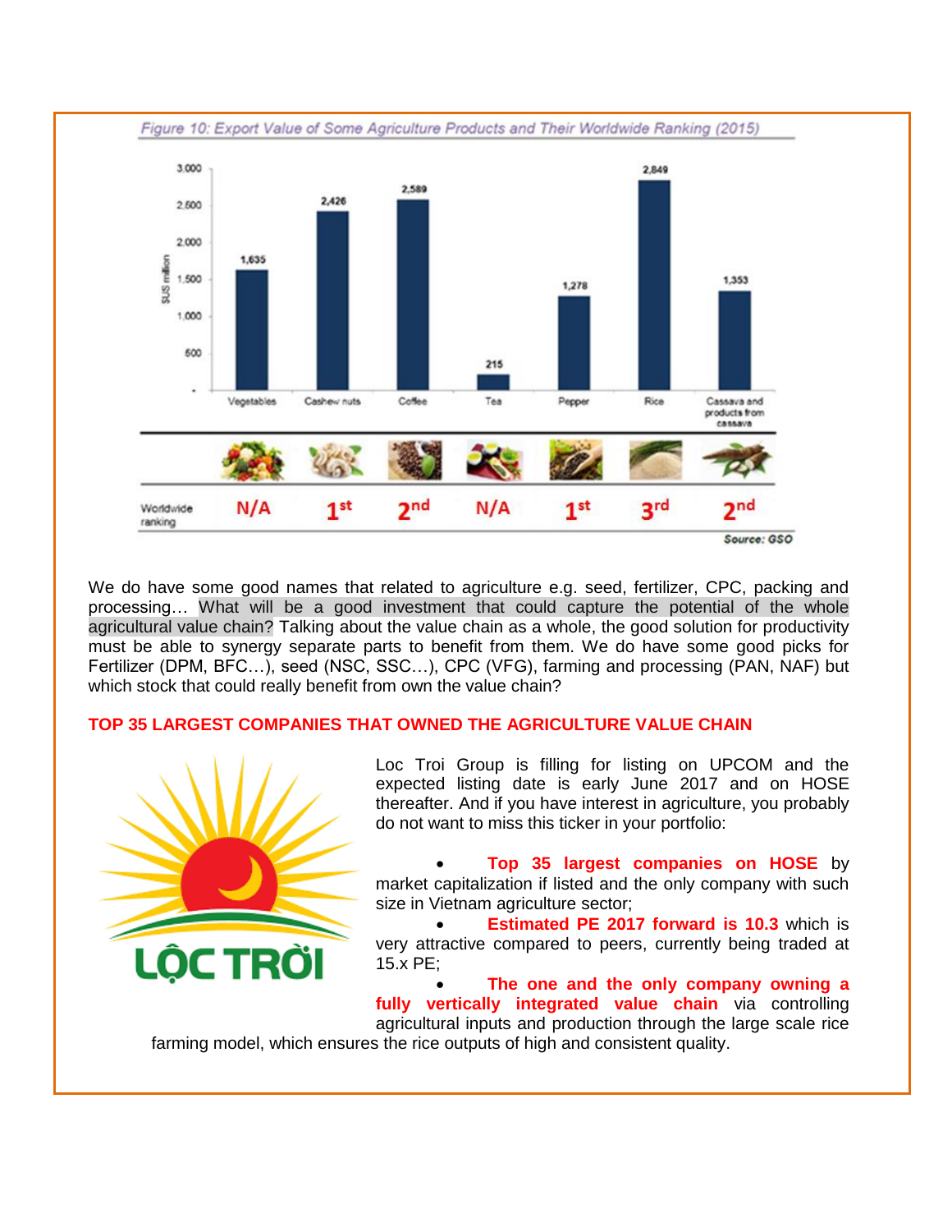*Figure 10: Export Value of Some Agriculture Products and Their Worldwide Ranking (2015)*

| | Vegetables | Cashew nuts | Coffee | Tea | Pepper | Rice | Cassava and products from cassava |
|---|---|---|---|---|---|---|---|
| $US million | 1,635 | 2,426 | 2,589 | 215 | 1,278 | 2,849 | 1,353 |
| Worldwide ranking | N/A | 1st | 2nd | N/A | 1st | 3rd | 2nd |

*Source: GSO*

We do have some good names that related to agriculture e.g. seed, fertilizer, CPC, packing and processing… What will be a good investment that could capture the potential of the whole agricultural value chain? Talking about the value chain as a whole, the good solution for productivity must be able to synergy separate parts to benefit from them. We do have some good picks for Fertilizer (DPM, BFC…), seed (NSC, SSC…), CPC (VFG), farming and processing (PAN, NAF) but which stock that could really benefit from own the value chain?

**TOP 35 LARGEST COMPANIES THAT OWNED THE AGRICULTURE VALUE CHAIN**

Loc Troi Group is filling for listing on UPCOM and the expected listing date is early June 2017 and on HOSE thereafter. And if you have interest in agriculture, you probably do not want to miss this ticker in your portfolio:

- **Top 35 largest companies on HOSE** by market capitalization if listed and the only company with such size in Vietnam agriculture sector;
- **Estimated PE 2017 forward is 10.3** which is very attractive compared to peers, currently being traded at 15.x PE;
- **The one and the only company owning a fully vertically integrated value chain** via controlling agricultural inputs and production through the large scale rice farming model, which ensures the rice outputs of high and consistent quality.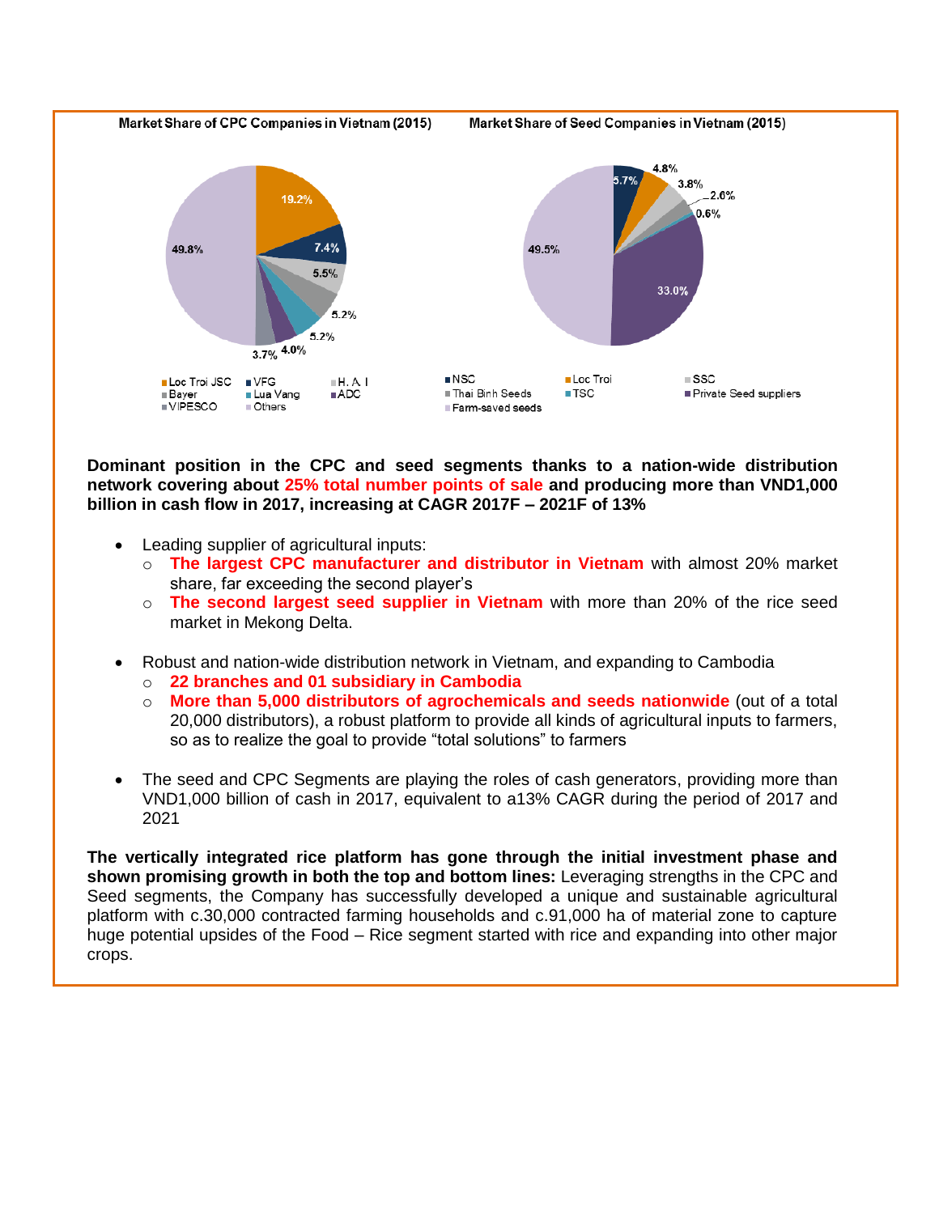**Market Share of CPC Companies in Vietnam (2015)**

| Company | Market Share |
|---|---|
| Loc Troi JSC | 19.2% |
| VFG | 7.4% |
| H. A. I | 5.5% |
| Bayer | 5.2% |
| Lua Vang | 5.2% |
| ADC | 4.0% |
| VIPESCO | 3.7% |
| Others | 49.8% |

**Market Share of Seed Companies in Vietnam (2015)**

| Company | Market Share |
|---|---|
| NSC | 5.7% |
| Loc Troi | 4.8% |
| SSC | 3.8% |
| Thai Binh Seeds | 2.6% |
| TSC | 0.6% |
| Private Seed suppliers | 33.0% |
| Farm-saved seeds | 49.5% |

**Dominant position in the CPC and seed segments thanks to a nation-wide distribution network covering about 25% total number points of sale and producing more than VND1,000 billion in cash flow in 2017, increasing at CAGR 2017F – 2021F of 13%**

- Leading supplier of agricultural inputs:
  - **The largest CPC manufacturer and distributor in Vietnam** with almost 20% market share, far exceeding the second player's
  - **The second largest seed supplier in Vietnam** with more than 20% of the rice seed market in Mekong Delta.
- Robust and nation-wide distribution network in Vietnam, and expanding to Cambodia
  - **22 branches and 01 subsidiary in Cambodia**
  - **More than 5,000 distributors of agrochemicals and seeds nationwide** (out of a total 20,000 distributors), a robust platform to provide all kinds of agricultural inputs to farmers, so as to realize the goal to provide "total solutions" to farmers
- The seed and CPC Segments are playing the roles of cash generators, providing more than VND1,000 billion of cash in 2017, equivalent to a13% CAGR during the period of 2017 and 2021

**The vertically integrated rice platform has gone through the initial investment phase and shown promising growth in both the top and bottom lines:** Leveraging strengths in the CPC and Seed segments, the Company has successfully developed a unique and sustainable agricultural platform with c.30,000 contracted farming households and c.91,000 ha of material zone to capture huge potential upsides of the Food – Rice segment started with rice and expanding into other major crops.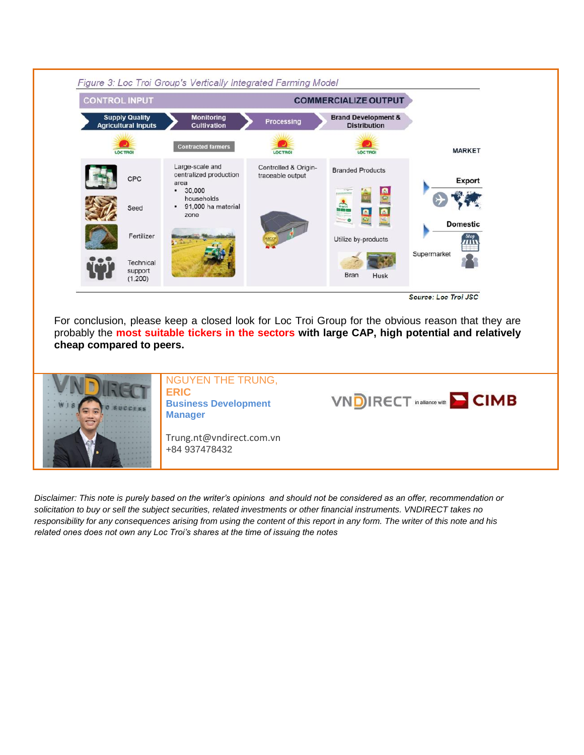*Figure 3: Loc Troi Group's Vertically Integrated Farming Model*

CONTROL INPUT
COMMERCIALIZE OUTPUT

Supply Quality Agricultural Inputs
Monitoring Cultivation
Processing
Brand Development & Distribution

Contracted farmers

MARKET

CPC
Seed
Fertilizer
Technical support (1,200)

Large-scale and centralized production area
- 30,000 households
- 91,000 ha material zone

Controlled & Origin-traceable output

Branded Products

Utilize by-products

Bran
Husk

Export
Domestic
Supermarket

Source: Loc Troi JSC

For conclusion, please keep a closed look for Loc Troi Group for the obvious reason that they are probably the **most suitable tickers in the sectors** **with large CAP, high potential and relatively cheap compared to peers.**

NGUYEN THE TRUNG,
**ERIC**
**Business Development Manager**

Trung.nt@vndirect.com.vn
+84 937478432

VNDIRECT in alliance with CIMB

*Disclaimer: This note is purely based on the writer's opinions and should not be considered as an offer, recommendation or solicitation to buy or sell the subject securities, related investments or other financial instruments. VNDIRECT takes no responsibility for any consequences arising from using the content of this report in any form. The writer of this note and his related ones does not own any Loc Troi's shares at the time of issuing the notes*